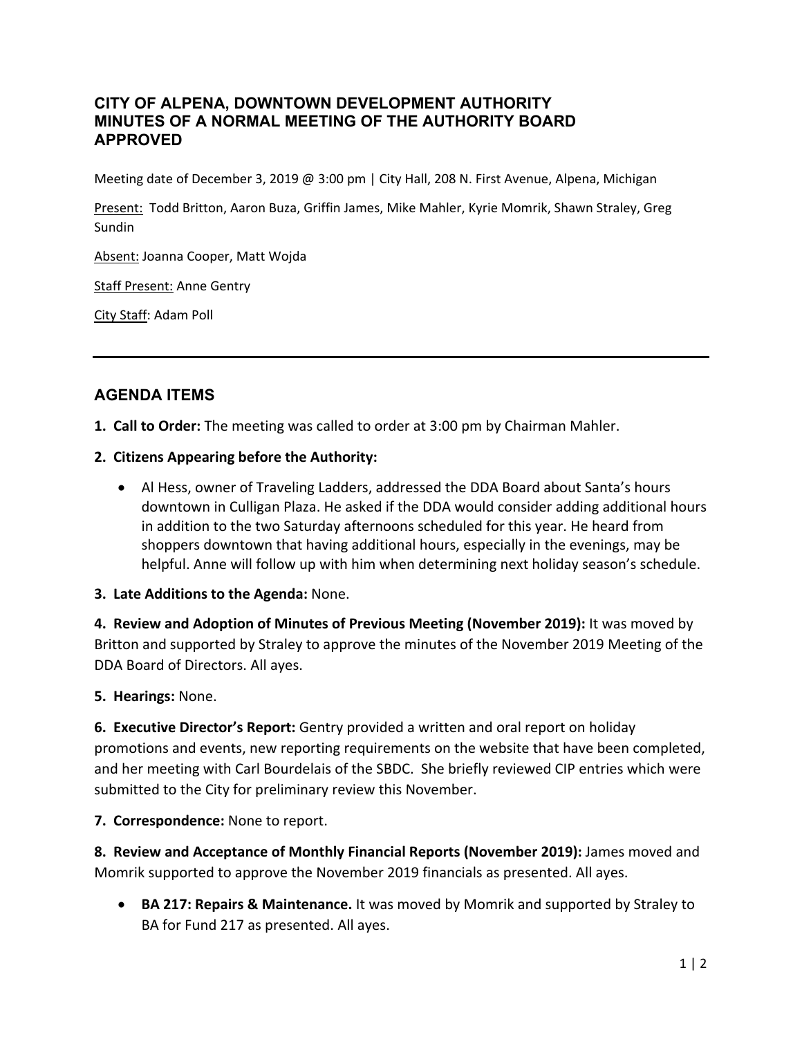# CITY OF ALPENA, DOWNTOWN DEVELOPMENT AUTHORITY
# MINUTES OF A NORMAL MEETING OF THE AUTHORITY BOARD
# APPROVED

Meeting date of December 3, 2019 @ 3:00 pm | City Hall, 208 N. First Avenue, Alpena, Michigan

Present: Todd Britton, Aaron Buza, Griffin James, Mike Mahler, Kyrie Momrik, Shawn Straley, Greg Sundin

Absent: Joanna Cooper, Matt Wojda

Staff Present: Anne Gentry

City Staff: Adam Poll

---

## AGENDA ITEMS

**1. Call to Order:** The meeting was called to order at 3:00 pm by Chairman Mahler.

**2. Citizens Appearing before the Authority:**

- Al Hess, owner of Traveling Ladders, addressed the DDA Board about Santa's hours downtown in Culligan Plaza. He asked if the DDA would consider adding additional hours in addition to the two Saturday afternoons scheduled for this year. He heard from shoppers downtown that having additional hours, especially in the evenings, may be helpful. Anne will follow up with him when determining next holiday season's schedule.

**3. Late Additions to the Agenda:** None.

**4. Review and Adoption of Minutes of Previous Meeting (November 2019):** It was moved by Britton and supported by Straley to approve the minutes of the November 2019 Meeting of the DDA Board of Directors. All ayes.

**5. Hearings:** None.

**6. Executive Director's Report:** Gentry provided a written and oral report on holiday promotions and events, new reporting requirements on the website that have been completed, and her meeting with Carl Bourdelais of the SBDC. She briefly reviewed CIP entries which were submitted to the City for preliminary review this November.

**7. Correspondence:** None to report.

**8. Review and Acceptance of Monthly Financial Reports (November 2019):** James moved and Momrik supported to approve the November 2019 financials as presented. All ayes.

- **BA 217: Repairs & Maintenance.** It was moved by Momrik and supported by Straley to BA for Fund 217 as presented. All ayes.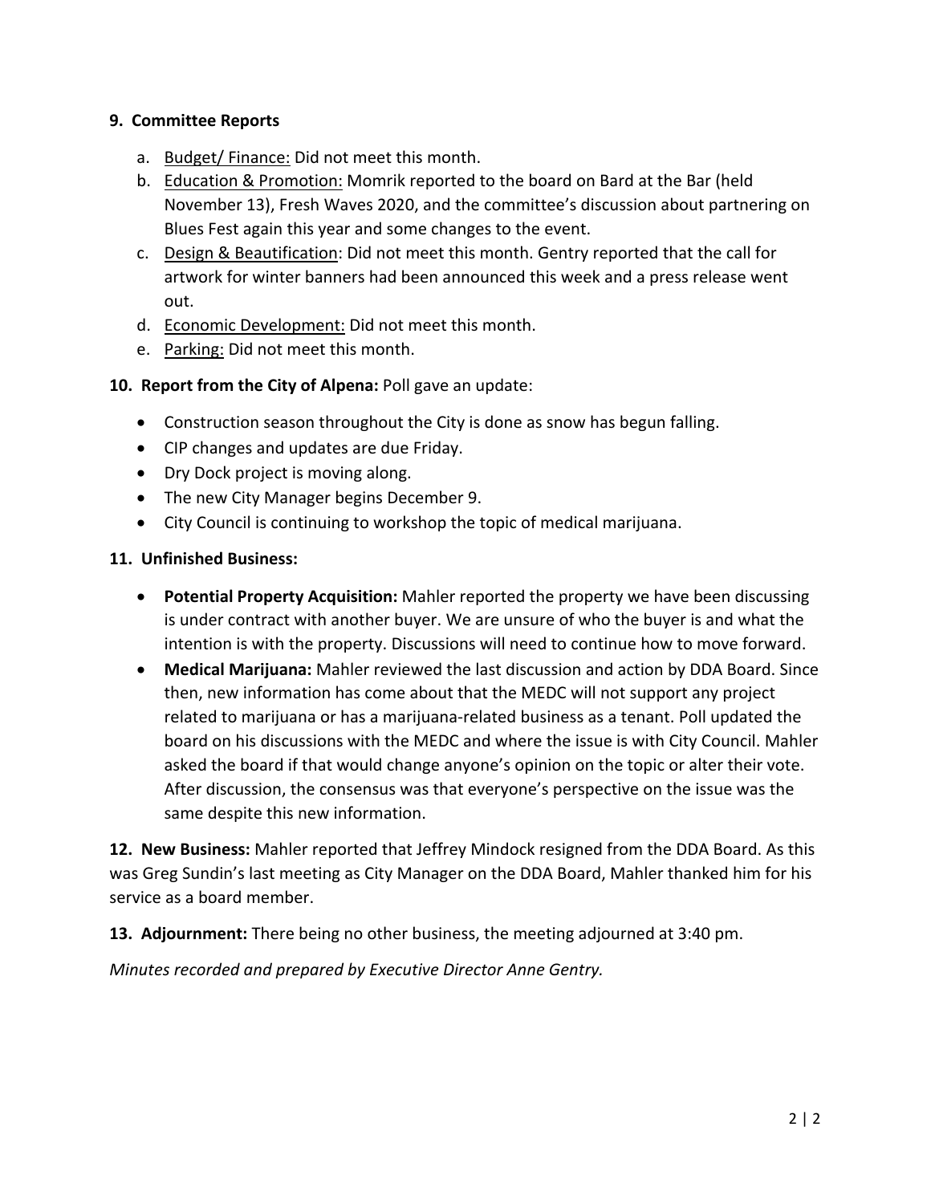**9. Committee Reports**

a. Budget/ Finance: Did not meet this month.
b. Education & Promotion: Momrik reported to the board on Bard at the Bar (held November 13), Fresh Waves 2020, and the committee's discussion about partnering on Blues Fest again this year and some changes to the event.
c. Design & Beautification: Did not meet this month. Gentry reported that the call for artwork for winter banners had been announced this week and a press release went out.
d. Economic Development: Did not meet this month.
e. Parking: Did not meet this month.

**10. Report from the City of Alpena:** Poll gave an update:

- Construction season throughout the City is done as snow has begun falling.
- CIP changes and updates are due Friday.
- Dry Dock project is moving along.
- The new City Manager begins December 9.
- City Council is continuing to workshop the topic of medical marijuana.

**11. Unfinished Business:**

- **Potential Property Acquisition:** Mahler reported the property we have been discussing is under contract with another buyer. We are unsure of who the buyer is and what the intention is with the property. Discussions will need to continue how to move forward.
- **Medical Marijuana:** Mahler reviewed the last discussion and action by DDA Board. Since then, new information has come about that the MEDC will not support any project related to marijuana or has a marijuana-related business as a tenant. Poll updated the board on his discussions with the MEDC and where the issue is with City Council. Mahler asked the board if that would change anyone's opinion on the topic or alter their vote. After discussion, the consensus was that everyone's perspective on the issue was the same despite this new information.

**12. New Business:** Mahler reported that Jeffrey Mindock resigned from the DDA Board. As this was Greg Sundin's last meeting as City Manager on the DDA Board, Mahler thanked him for his service as a board member.

**13. Adjournment:** There being no other business, the meeting adjourned at 3:40 pm.

*Minutes recorded and prepared by Executive Director Anne Gentry.*